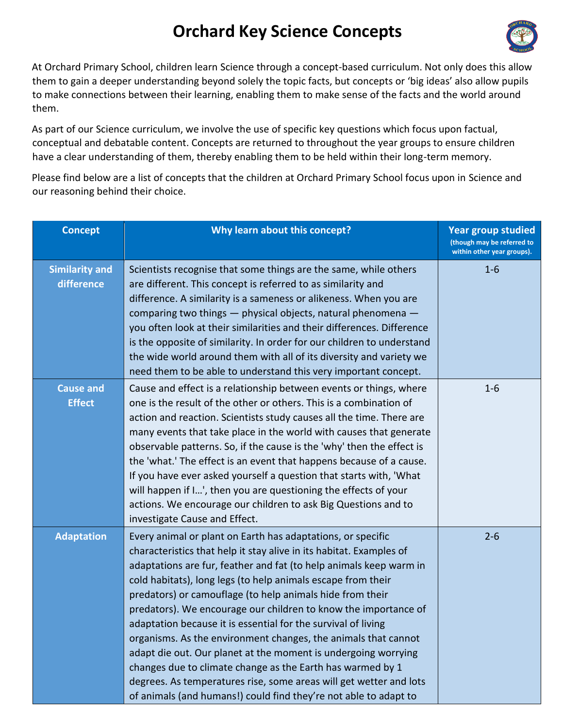# Orchard Key Science Concepts

At Orchard Primary School, children learn Science through a concept-based curriculum. Not only does this allow them to gain a deeper understanding beyond solely the topic facts, but concepts or 'big ideas' also allow pupils to make connections between their learning, enabling them to make sense of the facts and the world around them.

As part of our Science curriculum, we involve the use of specific key questions which focus upon factual, conceptual and debatable content. Concepts are returned to throughout the year groups to ensure children have a clear understanding of them, thereby enabling them to be held within their long-term memory.

Please find below are a list of concepts that the children at Orchard Primary School focus upon in Science and our reasoning behind their choice.

| Concept | Why learn about this concept? | Year group studied (though may be referred to within other year groups). |
|---|---|---|
| **Similarity and difference** | Scientists recognise that some things are the same, while others are different. This concept is referred to as similarity and difference. A similarity is a sameness or alikeness. When you are comparing two things — physical objects, natural phenomena — you often look at their similarities and their differences. Difference is the opposite of similarity. In order for our children to understand the wide world around them with all of its diversity and variety we need them to be able to understand this very important concept. | 1-6 |
| **Cause and Effect** | Cause and effect is a relationship between events or things, where one is the result of the other or others. This is a combination of action and reaction. Scientists study causes all the time. There are many events that take place in the world with causes that generate observable patterns. So, if the cause is the 'why' then the effect is the 'what.' The effect is an event that happens because of a cause. If you have ever asked yourself a question that starts with, 'What will happen if I…', then you are questioning the effects of your actions. We encourage our children to ask Big Questions and to investigate Cause and Effect. | 1-6 |
| **Adaptation** | Every animal or plant on Earth has adaptations, or specific characteristics that help it stay alive in its habitat. Examples of adaptations are fur, feather and fat (to help animals keep warm in cold habitats), long legs (to help animals escape from their predators) or camouflage (to help animals hide from their predators). We encourage our children to know the importance of adaptation because it is essential for the survival of living organisms. As the environment changes, the animals that cannot adapt die out. Our planet at the moment is undergoing worrying changes due to climate change as the Earth has warmed by 1 degrees. As temperatures rise, some areas will get wetter and lots of animals (and humans!) could find they're not able to adapt to | 2-6 |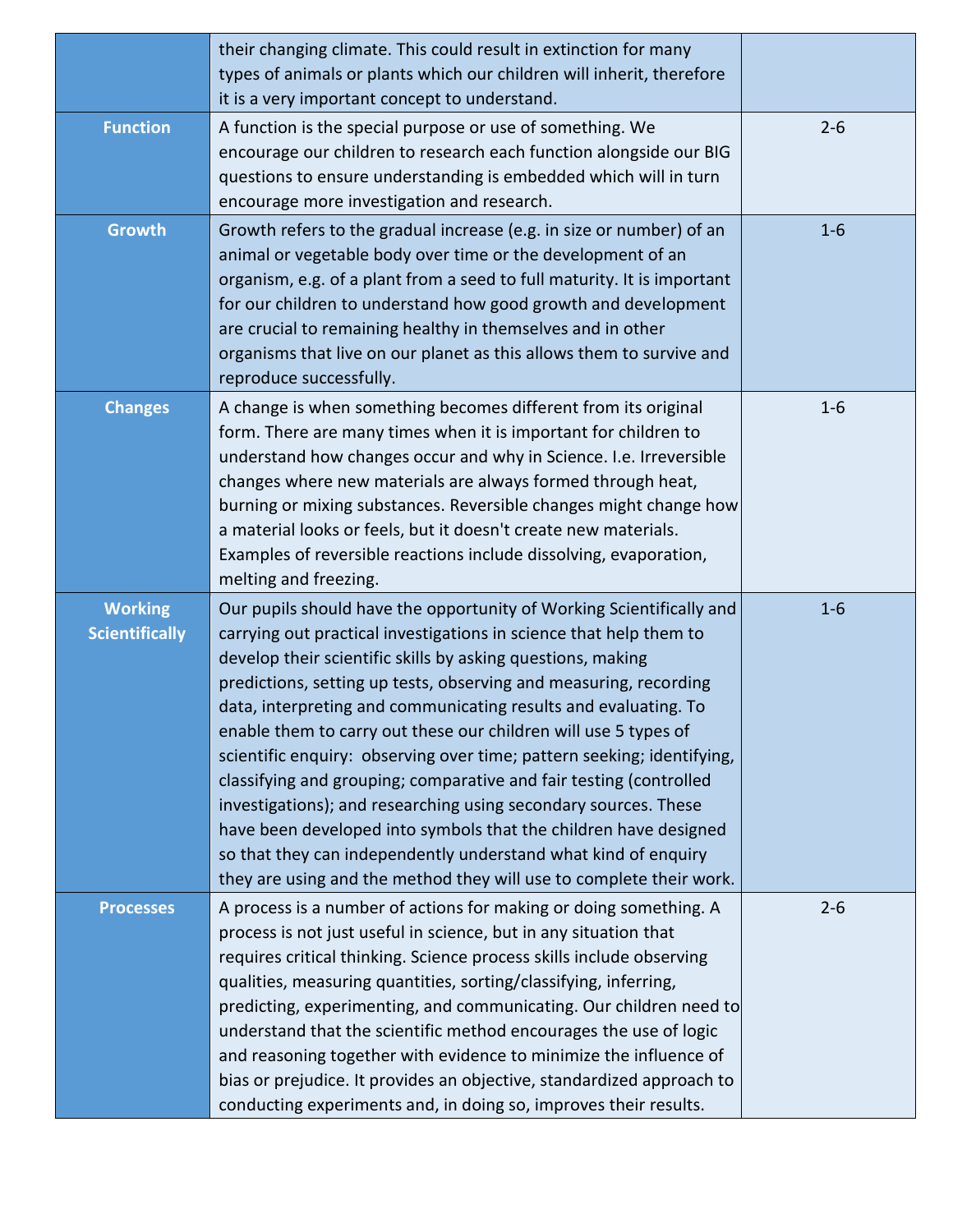| | | |
|---|---|---|
| | their changing climate. This could result in extinction for many types of animals or plants which our children will inherit, therefore it is a very important concept to understand. | |
| **Function** | A function is the special purpose or use of something. We encourage our children to research each function alongside our BIG questions to ensure understanding is embedded which will in turn encourage more investigation and research. | 2-6 |
| **Growth** | Growth refers to the gradual increase (e.g. in size or number) of an animal or vegetable body over time or the development of an organism, e.g. of a plant from a seed to full maturity. It is important for our children to understand how good growth and development are crucial to remaining healthy in themselves and in other organisms that live on our planet as this allows them to survive and reproduce successfully. | 1-6 |
| **Changes** | A change is when something becomes different from its original form. There are many times when it is important for children to understand how changes occur and why in Science. I.e. Irreversible changes where new materials are always formed through heat, burning or mixing substances. Reversible changes might change how a material looks or feels, but it doesn't create new materials. Examples of reversible reactions include dissolving, evaporation, melting and freezing. | 1-6 |
| **Working Scientifically** | Our pupils should have the opportunity of Working Scientifically and carrying out practical investigations in science that help them to develop their scientific skills by asking questions, making predictions, setting up tests, observing and measuring, recording data, interpreting and communicating results and evaluating. To enable them to carry out these our children will use 5 types of scientific enquiry: observing over time; pattern seeking; identifying, classifying and grouping; comparative and fair testing (controlled investigations); and researching using secondary sources. These have been developed into symbols that the children have designed so that they can independently understand what kind of enquiry they are using and the method they will use to complete their work. | 1-6 |
| **Processes** | A process is a number of actions for making or doing something. A process is not just useful in science, but in any situation that requires critical thinking. Science process skills include observing qualities, measuring quantities, sorting/classifying, inferring, predicting, experimenting, and communicating. Our children need to understand that the scientific method encourages the use of logic and reasoning together with evidence to minimize the influence of bias or prejudice. It provides an objective, standardized approach to conducting experiments and, in doing so, improves their results. | 2-6 |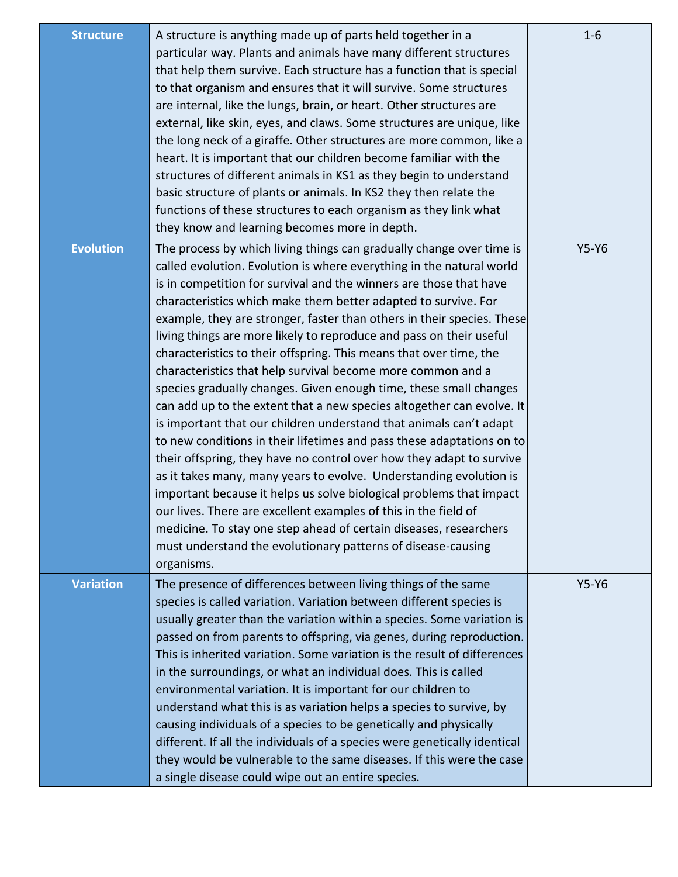| | | |
|---|---|---|
| **Structure** | A structure is anything made up of parts held together in a particular way. Plants and animals have many different structures that help them survive. Each structure has a function that is special to that organism and ensures that it will survive. Some structures are internal, like the lungs, brain, or heart. Other structures are external, like skin, eyes, and claws. Some structures are unique, like the long neck of a giraffe. Other structures are more common, like a heart. It is important that our children become familiar with the structures of different animals in KS1 as they begin to understand basic structure of plants or animals. In KS2 they then relate the functions of these structures to each organism as they link what they know and learning becomes more in depth. | 1-6 |
| **Evolution** | The process by which living things can gradually change over time is called evolution. Evolution is where everything in the natural world is in competition for survival and the winners are those that have characteristics which make them better adapted to survive. For example, they are stronger, faster than others in their species. These living things are more likely to reproduce and pass on their useful characteristics to their offspring. This means that over time, the characteristics that help survival become more common and a species gradually changes. Given enough time, these small changes can add up to the extent that a new species altogether can evolve. It is important that our children understand that animals can't adapt to new conditions in their lifetimes and pass these adaptations on to their offspring, they have no control over how they adapt to survive as it takes many, many years to evolve. Understanding evolution is important because it helps us solve biological problems that impact our lives. There are excellent examples of this in the field of medicine. To stay one step ahead of certain diseases, researchers must understand the evolutionary patterns of disease-causing organisms. | Y5-Y6 |
| **Variation** | The presence of differences between living things of the same species is called variation. Variation between different species is usually greater than the variation within a species. Some variation is passed on from parents to offspring, via genes, during reproduction. This is inherited variation. Some variation is the result of differences in the surroundings, or what an individual does. This is called environmental variation. It is important for our children to understand what this is as variation helps a species to survive, by causing individuals of a species to be genetically and physically different. If all the individuals of a species were genetically identical they would be vulnerable to the same diseases. If this were the case a single disease could wipe out an entire species. | Y5-Y6 |